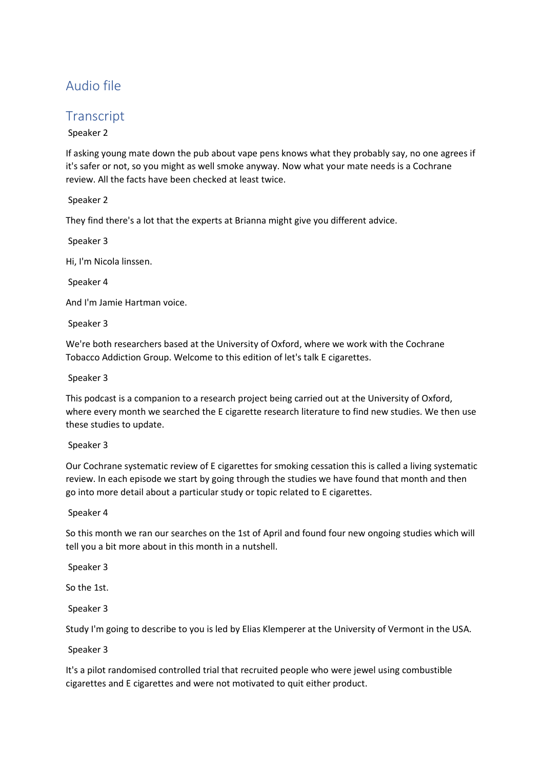## Audio file

## Transcript

Speaker 2

If asking young mate down the pub about vape pens knows what they probably say, no one agrees if it's safer or not, so you might as well smoke anyway. Now what your mate needs is a Cochrane review. All the facts have been checked at least twice.

Speaker 2

They find there's a lot that the experts at Brianna might give you different advice.

Speaker 3

Hi, I'm Nicola linssen.

Speaker 4

And I'm Jamie Hartman voice.

Speaker 3

We're both researchers based at the University of Oxford, where we work with the Cochrane Tobacco Addiction Group. Welcome to this edition of let's talk E cigarettes.

Speaker 3

This podcast is a companion to a research project being carried out at the University of Oxford, where every month we searched the E cigarette research literature to find new studies. We then use these studies to update.

Speaker 3

Our Cochrane systematic review of E cigarettes for smoking cessation this is called a living systematic review. In each episode we start by going through the studies we have found that month and then go into more detail about a particular study or topic related to E cigarettes.

Speaker 4

So this month we ran our searches on the 1st of April and found four new ongoing studies which will tell you a bit more about in this month in a nutshell.

Speaker 3

So the 1st.

Speaker 3

Study I'm going to describe to you is led by Elias Klemperer at the University of Vermont in the USA.

Speaker 3

It's a pilot randomised controlled trial that recruited people who were jewel using combustible cigarettes and E cigarettes and were not motivated to quit either product.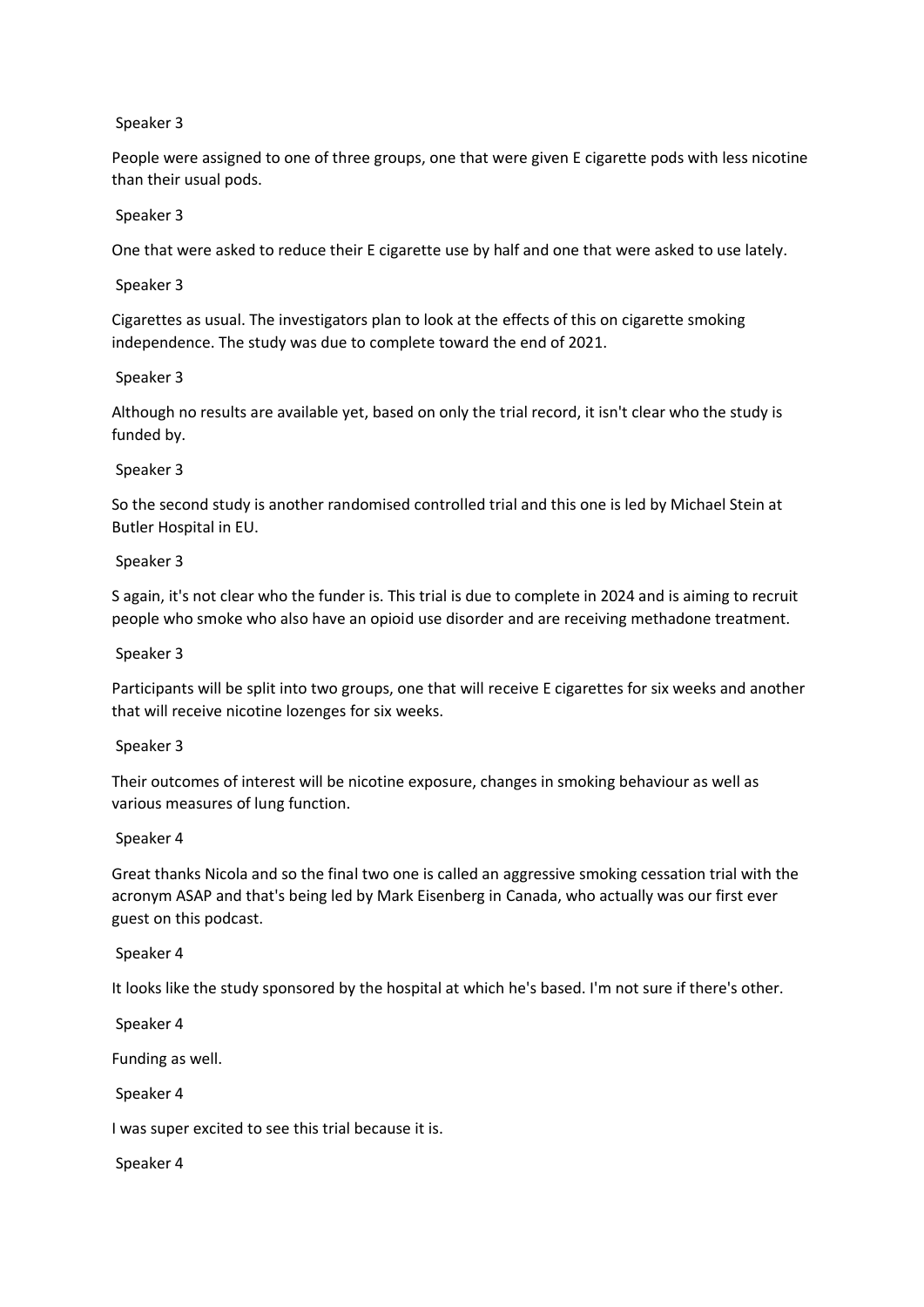Speaker 3

People were assigned to one of three groups, one that were given E cigarette pods with less nicotine than their usual pods.

Speaker 3

One that were asked to reduce their E cigarette use by half and one that were asked to use lately.

Speaker 3

Cigarettes as usual. The investigators plan to look at the effects of this on cigarette smoking independence. The study was due to complete toward the end of 2021.

Speaker 3

Although no results are available yet, based on only the trial record, it isn't clear who the study is funded by.

Speaker 3

So the second study is another randomised controlled trial and this one is led by Michael Stein at Butler Hospital in EU.

Speaker 3

S again, it's not clear who the funder is. This trial is due to complete in 2024 and is aiming to recruit people who smoke who also have an opioid use disorder and are receiving methadone treatment.

Speaker 3

Participants will be split into two groups, one that will receive E cigarettes for six weeks and another that will receive nicotine lozenges for six weeks.

Speaker 3

Their outcomes of interest will be nicotine exposure, changes in smoking behaviour as well as various measures of lung function.

Speaker 4

Great thanks Nicola and so the final two one is called an aggressive smoking cessation trial with the acronym ASAP and that's being led by Mark Eisenberg in Canada, who actually was our first ever guest on this podcast.

Speaker 4

It looks like the study sponsored by the hospital at which he's based. I'm not sure if there's other.

Speaker 4

Funding as well.

Speaker 4

I was super excited to see this trial because it is.

Speaker 4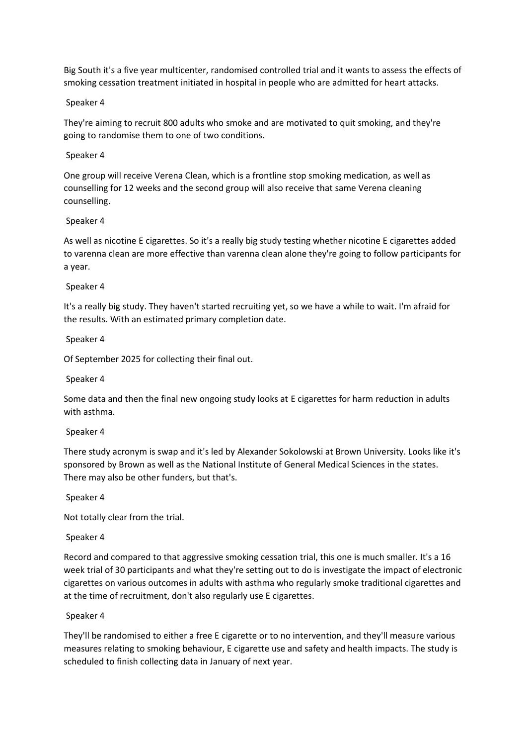Big South it's a five year multicenter, randomised controlled trial and it wants to assess the effects of smoking cessation treatment initiated in hospital in people who are admitted for heart attacks.

Speaker 4

They're aiming to recruit 800 adults who smoke and are motivated to quit smoking, and they're going to randomise them to one of two conditions.

Speaker 4

One group will receive Verena Clean, which is a frontline stop smoking medication, as well as counselling for 12 weeks and the second group will also receive that same Verena cleaning counselling.

Speaker 4

As well as nicotine E cigarettes. So it's a really big study testing whether nicotine E cigarettes added to varenna clean are more effective than varenna clean alone they're going to follow participants for a year.

Speaker 4

It's a really big study. They haven't started recruiting yet, so we have a while to wait. I'm afraid for the results. With an estimated primary completion date.

Speaker 4

Of September 2025 for collecting their final out.

Speaker 4

Some data and then the final new ongoing study looks at E cigarettes for harm reduction in adults with asthma.

Speaker 4

There study acronym is swap and it's led by Alexander Sokolowski at Brown University. Looks like it's sponsored by Brown as well as the National Institute of General Medical Sciences in the states. There may also be other funders, but that's.

Speaker 4

Not totally clear from the trial.

Speaker 4

Record and compared to that aggressive smoking cessation trial, this one is much smaller. It's a 16 week trial of 30 participants and what they're setting out to do is investigate the impact of electronic cigarettes on various outcomes in adults with asthma who regularly smoke traditional cigarettes and at the time of recruitment, don't also regularly use E cigarettes.

Speaker 4

They'll be randomised to either a free E cigarette or to no intervention, and they'll measure various measures relating to smoking behaviour, E cigarette use and safety and health impacts. The study is scheduled to finish collecting data in January of next year.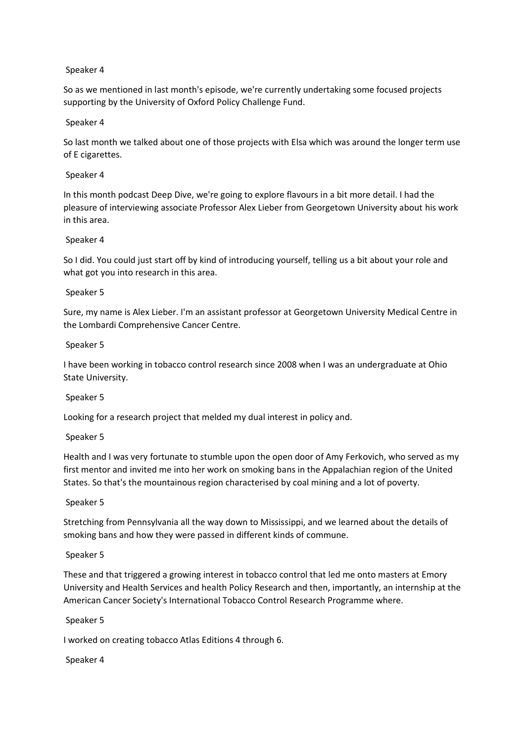Speaker 4

So as we mentioned in last month's episode, we're currently undertaking some focused projects supporting by the University of Oxford Policy Challenge Fund.

Speaker 4

So last month we talked about one of those projects with Elsa which was around the longer term use of E cigarettes.

Speaker 4

In this month podcast Deep Dive, we're going to explore flavours in a bit more detail. I had the pleasure of interviewing associate Professor Alex Lieber from Georgetown University about his work in this area.

Speaker 4

So I did. You could just start off by kind of introducing yourself, telling us a bit about your role and what got you into research in this area.

Speaker 5

Sure, my name is Alex Lieber. I'm an assistant professor at Georgetown University Medical Centre in the Lombardi Comprehensive Cancer Centre.

Speaker 5

I have been working in tobacco control research since 2008 when I was an undergraduate at Ohio State University.

Speaker 5

Looking for a research project that melded my dual interest in policy and.

Speaker 5

Health and I was very fortunate to stumble upon the open door of Amy Ferkovich, who served as my first mentor and invited me into her work on smoking bans in the Appalachian region of the United States. So that's the mountainous region characterised by coal mining and a lot of poverty.

Speaker 5

Stretching from Pennsylvania all the way down to Mississippi, and we learned about the details of smoking bans and how they were passed in different kinds of commune.

Speaker 5

These and that triggered a growing interest in tobacco control that led me onto masters at Emory University and Health Services and health Policy Research and then, importantly, an internship at the American Cancer Society's International Tobacco Control Research Programme where.

Speaker 5

I worked on creating tobacco Atlas Editions 4 through 6.

Speaker 4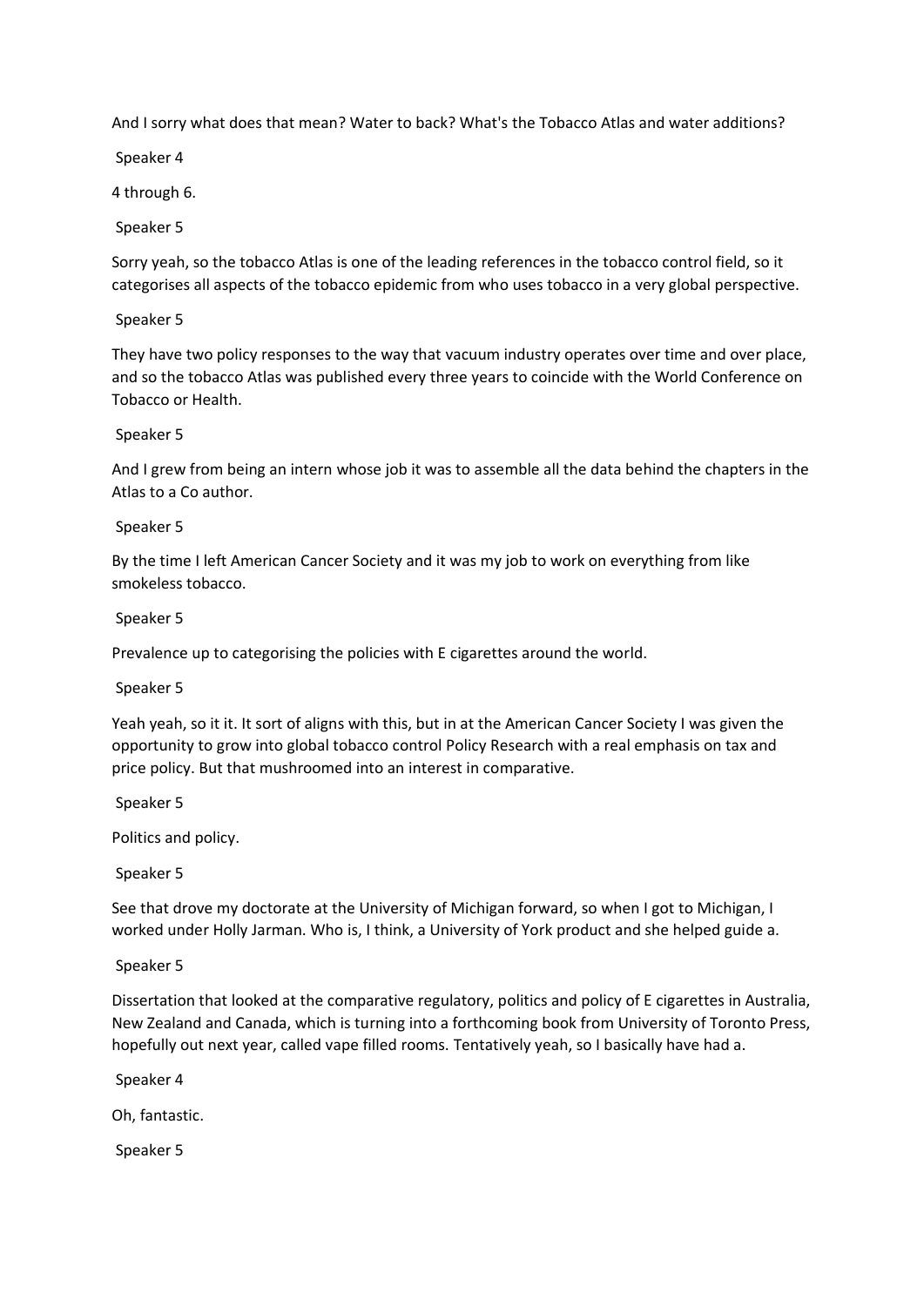And I sorry what does that mean? Water to back? What's the Tobacco Atlas and water additions?

Speaker 4

4 through 6.

Speaker 5

Sorry yeah, so the tobacco Atlas is one of the leading references in the tobacco control field, so it categorises all aspects of the tobacco epidemic from who uses tobacco in a very global perspective.

Speaker 5

They have two policy responses to the way that vacuum industry operates over time and over place, and so the tobacco Atlas was published every three years to coincide with the World Conference on Tobacco or Health.

Speaker 5

And I grew from being an intern whose job it was to assemble all the data behind the chapters in the Atlas to a Co author.

Speaker 5

By the time I left American Cancer Society and it was my job to work on everything from like smokeless tobacco.

Speaker 5

Prevalence up to categorising the policies with E cigarettes around the world.

Speaker 5

Yeah yeah, so it it. It sort of aligns with this, but in at the American Cancer Society I was given the opportunity to grow into global tobacco control Policy Research with a real emphasis on tax and price policy. But that mushroomed into an interest in comparative.

Speaker 5

Politics and policy.

Speaker 5

See that drove my doctorate at the University of Michigan forward, so when I got to Michigan, I worked under Holly Jarman. Who is, I think, a University of York product and she helped guide a.

Speaker 5

Dissertation that looked at the comparative regulatory, politics and policy of E cigarettes in Australia, New Zealand and Canada, which is turning into a forthcoming book from University of Toronto Press, hopefully out next year, called vape filled rooms. Tentatively yeah, so I basically have had a.

Speaker 4

Oh, fantastic.

Speaker 5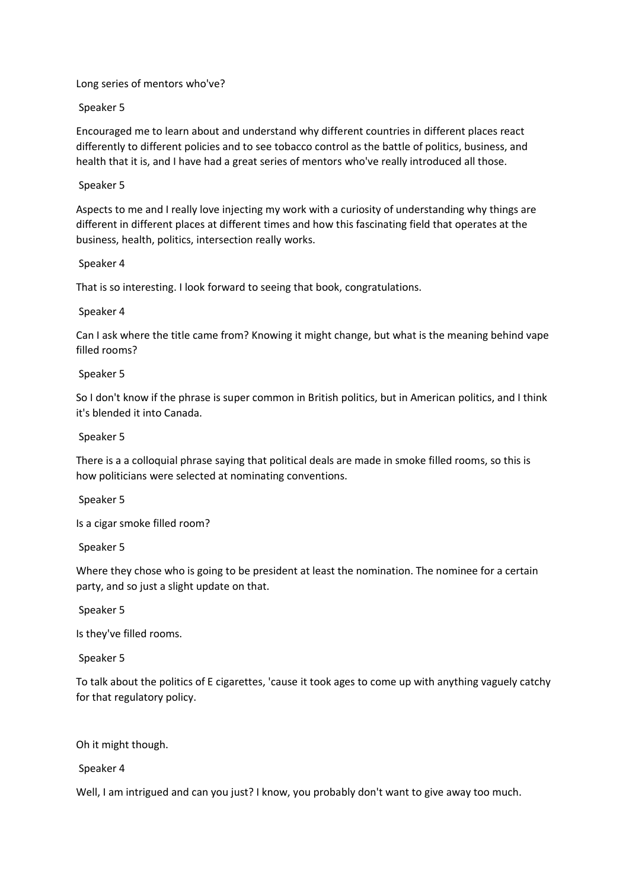Long series of mentors who've?

Speaker 5

Encouraged me to learn about and understand why different countries in different places react differently to different policies and to see tobacco control as the battle of politics, business, and health that it is, and I have had a great series of mentors who've really introduced all those.

Speaker 5

Aspects to me and I really love injecting my work with a curiosity of understanding why things are different in different places at different times and how this fascinating field that operates at the business, health, politics, intersection really works.

Speaker 4

That is so interesting. I look forward to seeing that book, congratulations.

Speaker 4

Can I ask where the title came from? Knowing it might change, but what is the meaning behind vape filled rooms?

Speaker 5

So I don't know if the phrase is super common in British politics, but in American politics, and I think it's blended it into Canada.

Speaker 5

There is a a colloquial phrase saying that political deals are made in smoke filled rooms, so this is how politicians were selected at nominating conventions.

Speaker 5

Is a cigar smoke filled room?

Speaker 5

Where they chose who is going to be president at least the nomination. The nominee for a certain party, and so just a slight update on that.

Speaker 5

Is they've filled rooms.

Speaker 5

To talk about the politics of E cigarettes, 'cause it took ages to come up with anything vaguely catchy for that regulatory policy.

Oh it might though.

Speaker 4

Well, I am intrigued and can you just? I know, you probably don't want to give away too much.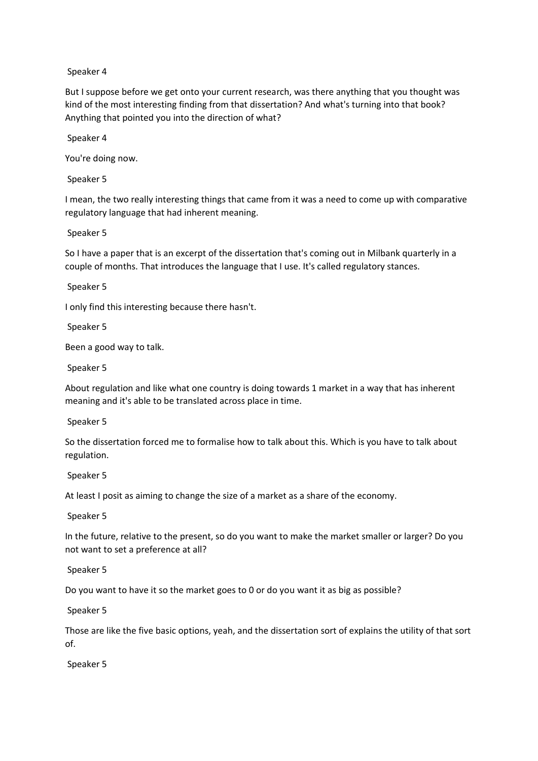Speaker 4

But I suppose before we get onto your current research, was there anything that you thought was kind of the most interesting finding from that dissertation? And what's turning into that book? Anything that pointed you into the direction of what?

Speaker 4

You're doing now.

Speaker 5

I mean, the two really interesting things that came from it was a need to come up with comparative regulatory language that had inherent meaning.

Speaker 5

So I have a paper that is an excerpt of the dissertation that's coming out in Milbank quarterly in a couple of months. That introduces the language that I use. It's called regulatory stances.

Speaker 5

I only find this interesting because there hasn't.

Speaker 5

Been a good way to talk.

Speaker 5

About regulation and like what one country is doing towards 1 market in a way that has inherent meaning and it's able to be translated across place in time.

Speaker 5

So the dissertation forced me to formalise how to talk about this. Which is you have to talk about regulation.

Speaker 5

At least I posit as aiming to change the size of a market as a share of the economy.

Speaker 5

In the future, relative to the present, so do you want to make the market smaller or larger? Do you not want to set a preference at all?

Speaker 5

Do you want to have it so the market goes to 0 or do you want it as big as possible?

Speaker 5

Those are like the five basic options, yeah, and the dissertation sort of explains the utility of that sort of.

Speaker 5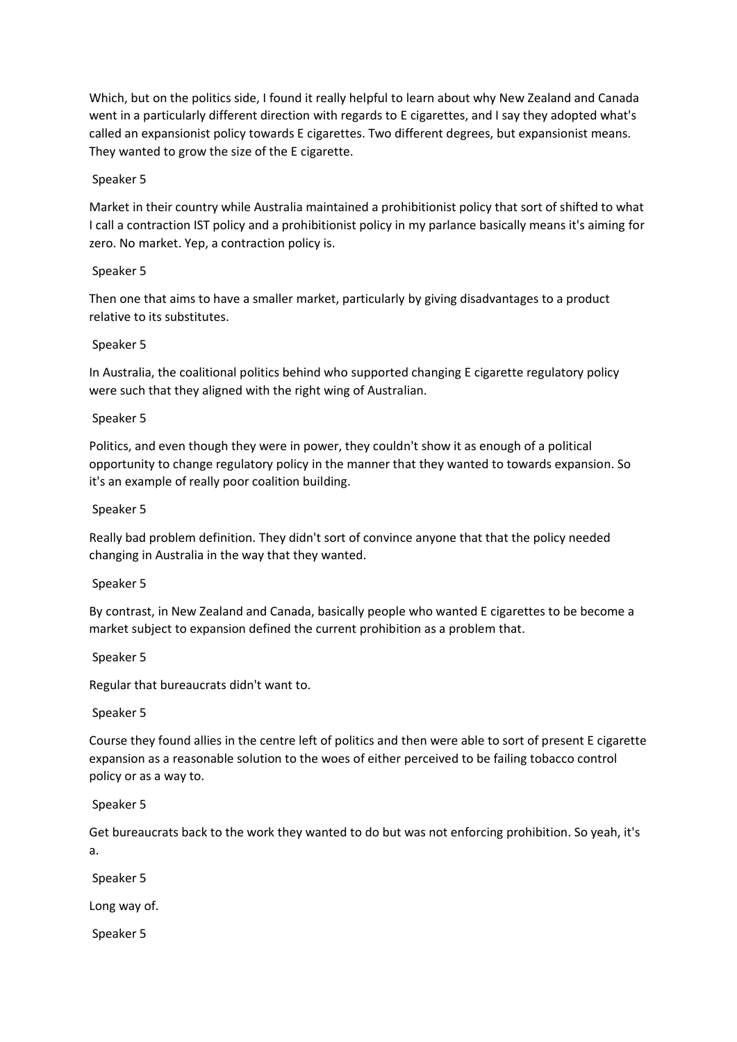Which, but on the politics side, I found it really helpful to learn about why New Zealand and Canada went in a particularly different direction with regards to E cigarettes, and I say they adopted what's called an expansionist policy towards E cigarettes. Two different degrees, but expansionist means. They wanted to grow the size of the E cigarette.

Speaker 5

Market in their country while Australia maintained a prohibitionist policy that sort of shifted to what I call a contraction IST policy and a prohibitionist policy in my parlance basically means it's aiming for zero. No market. Yep, a contraction policy is.

Speaker 5

Then one that aims to have a smaller market, particularly by giving disadvantages to a product relative to its substitutes.

Speaker 5

In Australia, the coalitional politics behind who supported changing E cigarette regulatory policy were such that they aligned with the right wing of Australian.

Speaker 5

Politics, and even though they were in power, they couldn't show it as enough of a political opportunity to change regulatory policy in the manner that they wanted to towards expansion. So it's an example of really poor coalition building.

Speaker 5

Really bad problem definition. They didn't sort of convince anyone that that the policy needed changing in Australia in the way that they wanted.

Speaker 5

By contrast, in New Zealand and Canada, basically people who wanted E cigarettes to be become a market subject to expansion defined the current prohibition as a problem that.

Speaker 5

Regular that bureaucrats didn't want to.

Speaker 5

Course they found allies in the centre left of politics and then were able to sort of present E cigarette expansion as a reasonable solution to the woes of either perceived to be failing tobacco control policy or as a way to.

Speaker 5

Get bureaucrats back to the work they wanted to do but was not enforcing prohibition. So yeah, it's a.

Speaker 5

Long way of.

Speaker 5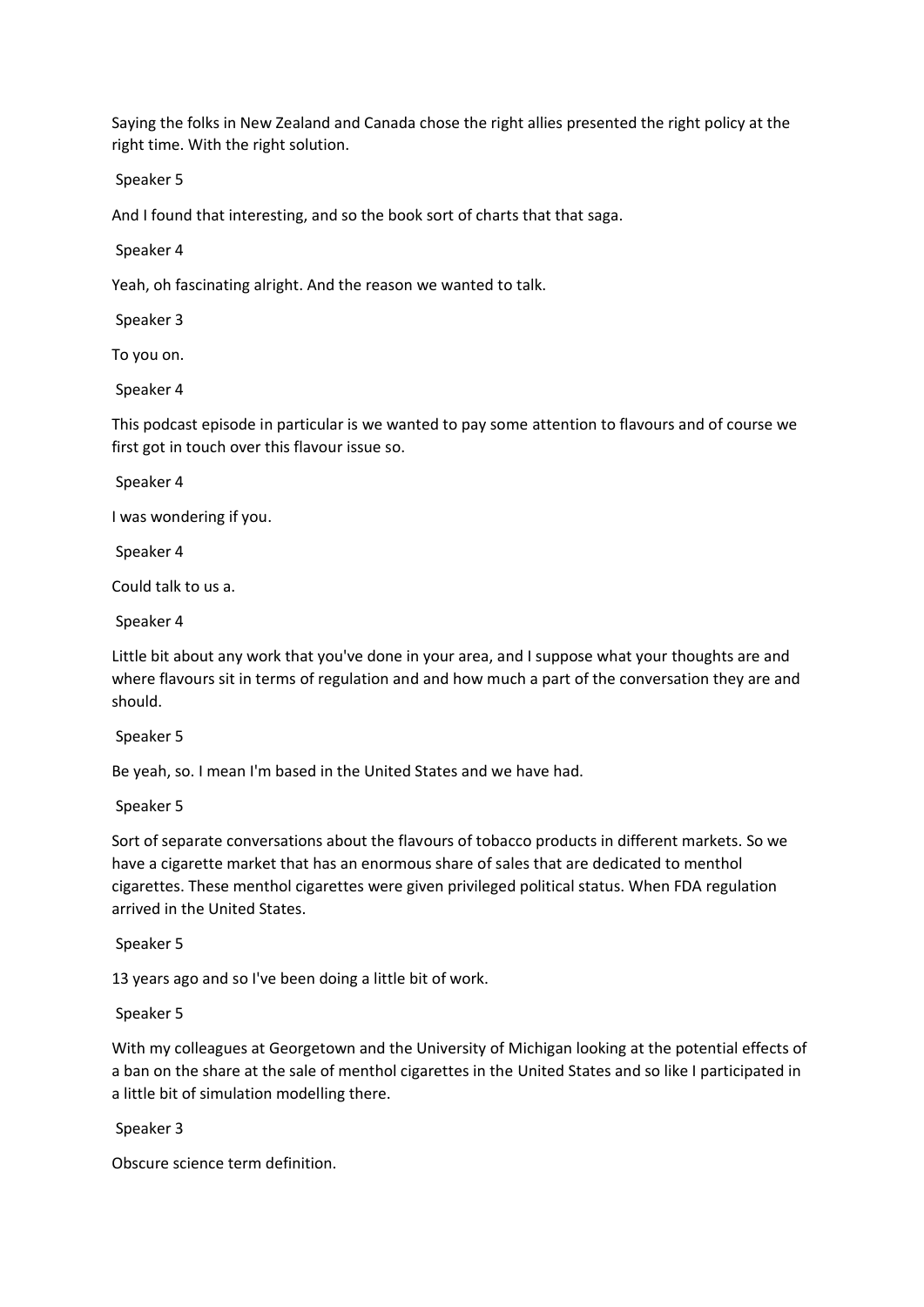Saying the folks in New Zealand and Canada chose the right allies presented the right policy at the right time. With the right solution.

Speaker 5

And I found that interesting, and so the book sort of charts that that saga.

Speaker 4

Yeah, oh fascinating alright. And the reason we wanted to talk.

Speaker 3

To you on.

Speaker 4

This podcast episode in particular is we wanted to pay some attention to flavours and of course we first got in touch over this flavour issue so.

Speaker 4

I was wondering if you.

Speaker 4

Could talk to us a.

Speaker 4

Little bit about any work that you've done in your area, and I suppose what your thoughts are and where flavours sit in terms of regulation and and how much a part of the conversation they are and should.

Speaker 5

Be yeah, so. I mean I'm based in the United States and we have had.

Speaker 5

Sort of separate conversations about the flavours of tobacco products in different markets. So we have a cigarette market that has an enormous share of sales that are dedicated to menthol cigarettes. These menthol cigarettes were given privileged political status. When FDA regulation arrived in the United States.

Speaker 5

13 years ago and so I've been doing a little bit of work.

Speaker 5

With my colleagues at Georgetown and the University of Michigan looking at the potential effects of a ban on the share at the sale of menthol cigarettes in the United States and so like I participated in a little bit of simulation modelling there.

Speaker 3

Obscure science term definition.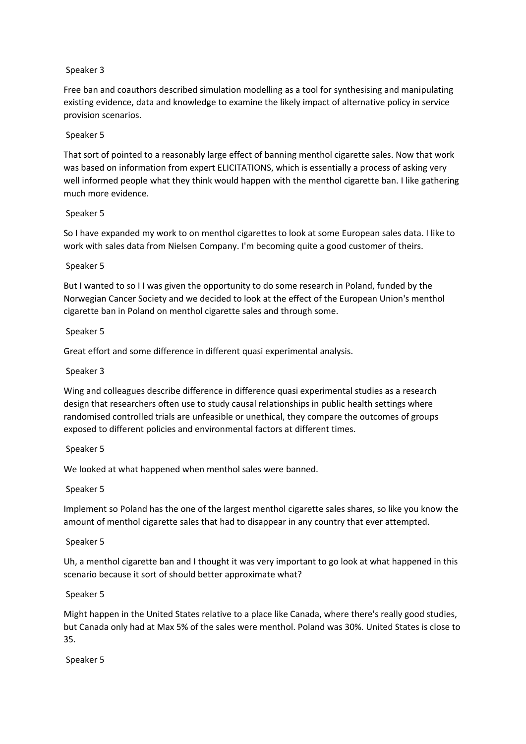Speaker 3

Free ban and coauthors described simulation modelling as a tool for synthesising and manipulating existing evidence, data and knowledge to examine the likely impact of alternative policy in service provision scenarios.

Speaker 5

That sort of pointed to a reasonably large effect of banning menthol cigarette sales. Now that work was based on information from expert ELICITATIONS, which is essentially a process of asking very well informed people what they think would happen with the menthol cigarette ban. I like gathering much more evidence.

Speaker 5

So I have expanded my work to on menthol cigarettes to look at some European sales data. I like to work with sales data from Nielsen Company. I'm becoming quite a good customer of theirs.

Speaker 5

But I wanted to so I I was given the opportunity to do some research in Poland, funded by the Norwegian Cancer Society and we decided to look at the effect of the European Union's menthol cigarette ban in Poland on menthol cigarette sales and through some.

Speaker 5

Great effort and some difference in different quasi experimental analysis.

Speaker 3

Wing and colleagues describe difference in difference quasi experimental studies as a research design that researchers often use to study causal relationships in public health settings where randomised controlled trials are unfeasible or unethical, they compare the outcomes of groups exposed to different policies and environmental factors at different times.

Speaker 5

We looked at what happened when menthol sales were banned.

Speaker 5

Implement so Poland has the one of the largest menthol cigarette sales shares, so like you know the amount of menthol cigarette sales that had to disappear in any country that ever attempted.

Speaker 5

Uh, a menthol cigarette ban and I thought it was very important to go look at what happened in this scenario because it sort of should better approximate what?

Speaker 5

Might happen in the United States relative to a place like Canada, where there's really good studies, but Canada only had at Max 5% of the sales were menthol. Poland was 30%. United States is close to 35.

Speaker 5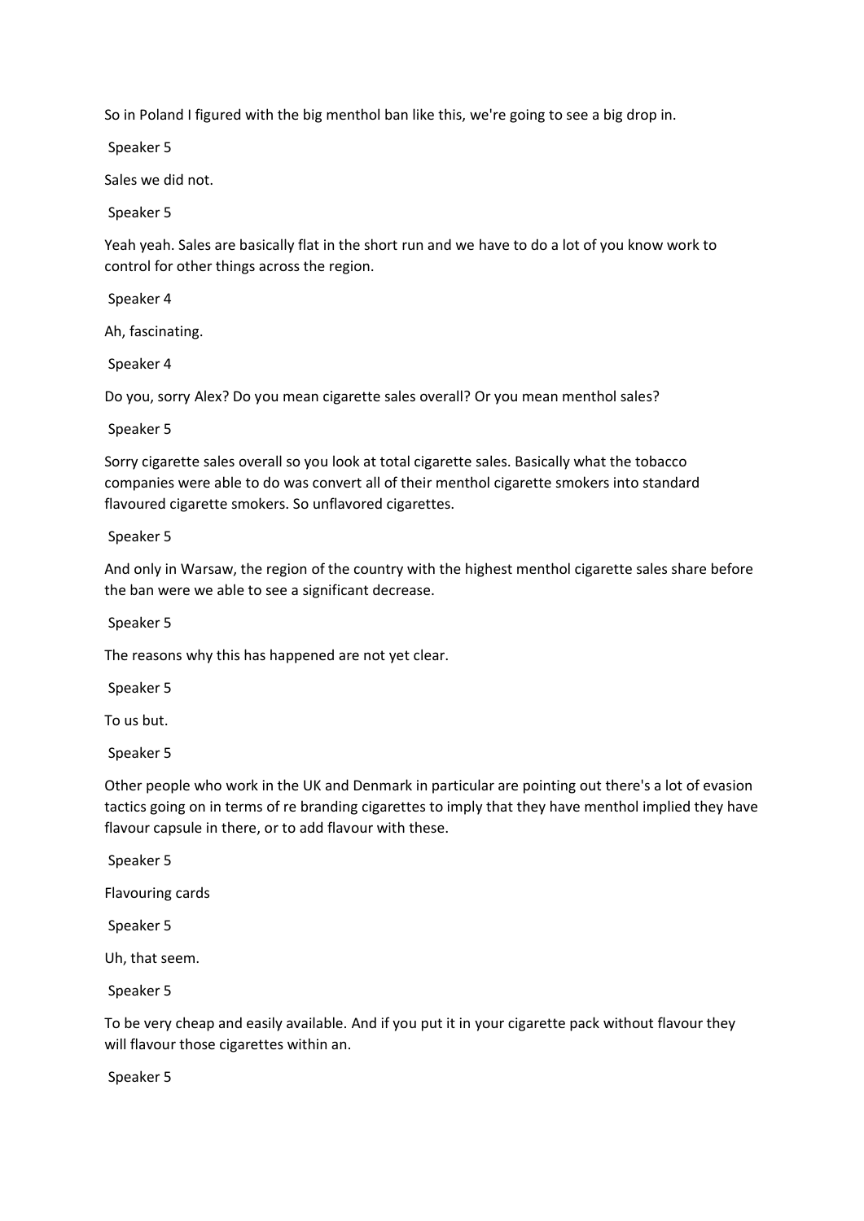So in Poland I figured with the big menthol ban like this, we're going to see a big drop in.

Speaker 5

Sales we did not.

Speaker 5

Yeah yeah. Sales are basically flat in the short run and we have to do a lot of you know work to control for other things across the region.

Speaker 4

Ah, fascinating.

Speaker 4

Do you, sorry Alex? Do you mean cigarette sales overall? Or you mean menthol sales?

Speaker 5

Sorry cigarette sales overall so you look at total cigarette sales. Basically what the tobacco companies were able to do was convert all of their menthol cigarette smokers into standard flavoured cigarette smokers. So unflavored cigarettes.

Speaker 5

And only in Warsaw, the region of the country with the highest menthol cigarette sales share before the ban were we able to see a significant decrease.

Speaker 5

The reasons why this has happened are not yet clear.

Speaker 5

To us but.

Speaker 5

Other people who work in the UK and Denmark in particular are pointing out there's a lot of evasion tactics going on in terms of re branding cigarettes to imply that they have menthol implied they have flavour capsule in there, or to add flavour with these.

Speaker 5

Flavouring cards

Speaker 5

Uh, that seem.

Speaker 5

To be very cheap and easily available. And if you put it in your cigarette pack without flavour they will flavour those cigarettes within an.

Speaker 5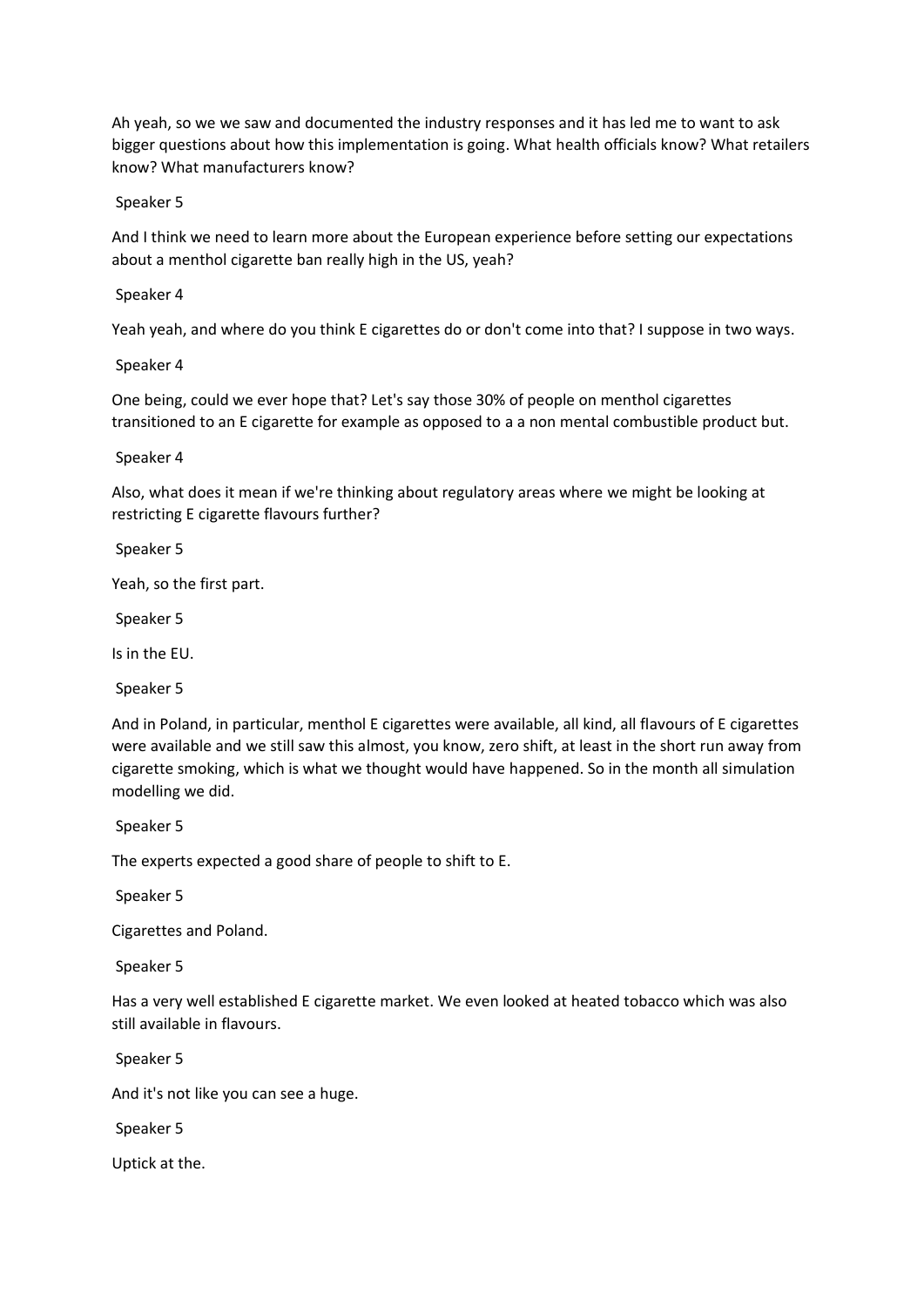Ah yeah, so we we saw and documented the industry responses and it has led me to want to ask bigger questions about how this implementation is going. What health officials know? What retailers know? What manufacturers know?

Speaker 5

And I think we need to learn more about the European experience before setting our expectations about a menthol cigarette ban really high in the US, yeah?

Speaker 4

Yeah yeah, and where do you think E cigarettes do or don't come into that? I suppose in two ways.

Speaker 4

One being, could we ever hope that? Let's say those 30% of people on menthol cigarettes transitioned to an E cigarette for example as opposed to a a non mental combustible product but.

Speaker 4

Also, what does it mean if we're thinking about regulatory areas where we might be looking at restricting E cigarette flavours further?

Speaker 5

Yeah, so the first part.

Speaker 5

Is in the EU.

Speaker 5

And in Poland, in particular, menthol E cigarettes were available, all kind, all flavours of E cigarettes were available and we still saw this almost, you know, zero shift, at least in the short run away from cigarette smoking, which is what we thought would have happened. So in the month all simulation modelling we did.

Speaker 5

The experts expected a good share of people to shift to E.

Speaker 5

Cigarettes and Poland.

Speaker 5

Has a very well established E cigarette market. We even looked at heated tobacco which was also still available in flavours.

Speaker 5

And it's not like you can see a huge.

Speaker 5

Uptick at the.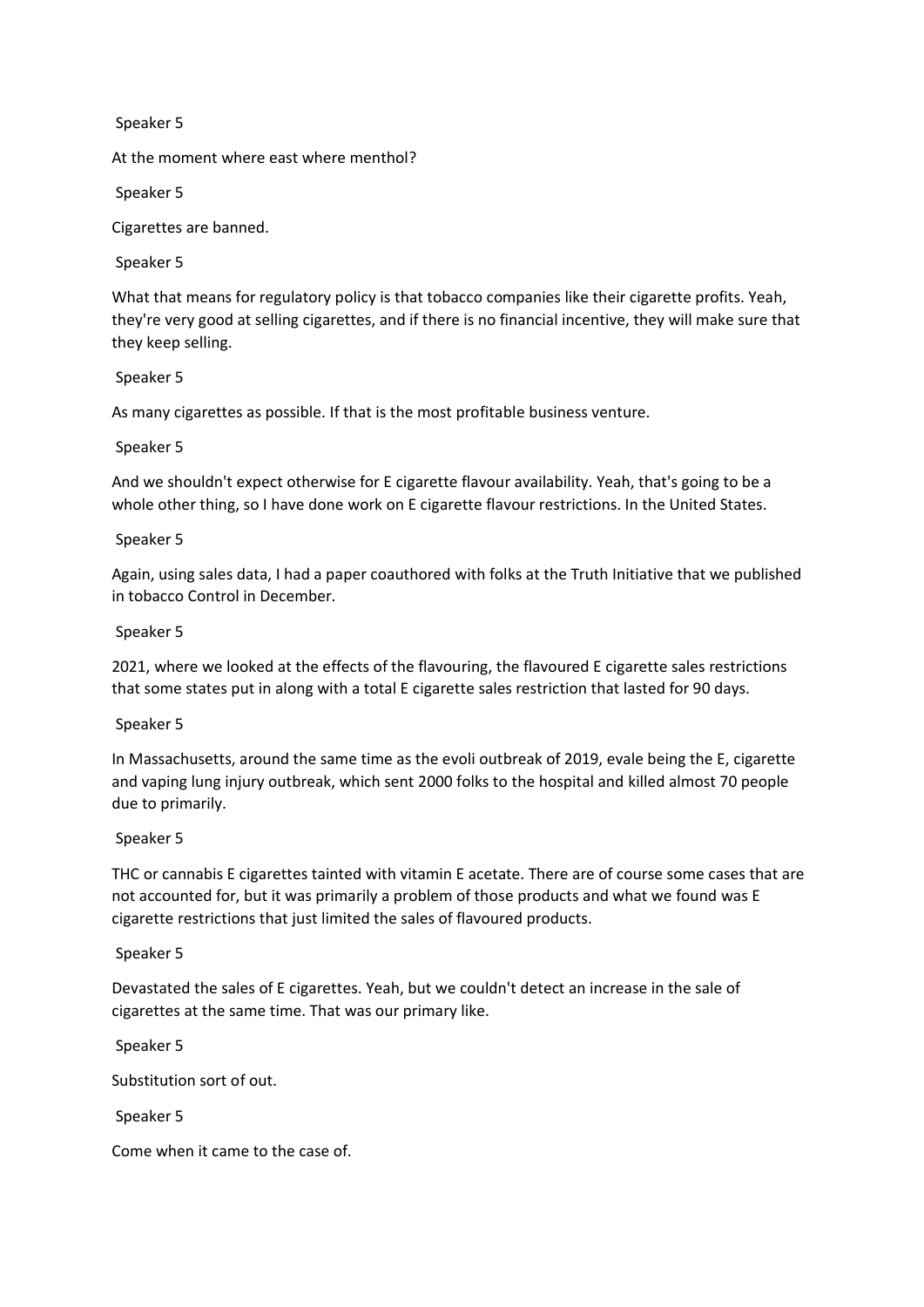Speaker 5

At the moment where east where menthol?

Speaker 5

Cigarettes are banned.

Speaker 5

What that means for regulatory policy is that tobacco companies like their cigarette profits. Yeah, they're very good at selling cigarettes, and if there is no financial incentive, they will make sure that they keep selling.

Speaker 5

As many cigarettes as possible. If that is the most profitable business venture.

Speaker 5

And we shouldn't expect otherwise for E cigarette flavour availability. Yeah, that's going to be a whole other thing, so I have done work on E cigarette flavour restrictions. In the United States.

Speaker 5

Again, using sales data, I had a paper coauthored with folks at the Truth Initiative that we published in tobacco Control in December.

Speaker 5

2021, where we looked at the effects of the flavouring, the flavoured E cigarette sales restrictions that some states put in along with a total E cigarette sales restriction that lasted for 90 days.

Speaker 5

In Massachusetts, around the same time as the evoli outbreak of 2019, evale being the E, cigarette and vaping lung injury outbreak, which sent 2000 folks to the hospital and killed almost 70 people due to primarily.

Speaker 5

THC or cannabis E cigarettes tainted with vitamin E acetate. There are of course some cases that are not accounted for, but it was primarily a problem of those products and what we found was E cigarette restrictions that just limited the sales of flavoured products.

Speaker 5

Devastated the sales of E cigarettes. Yeah, but we couldn't detect an increase in the sale of cigarettes at the same time. That was our primary like.

Speaker 5

Substitution sort of out.

Speaker 5

Come when it came to the case of.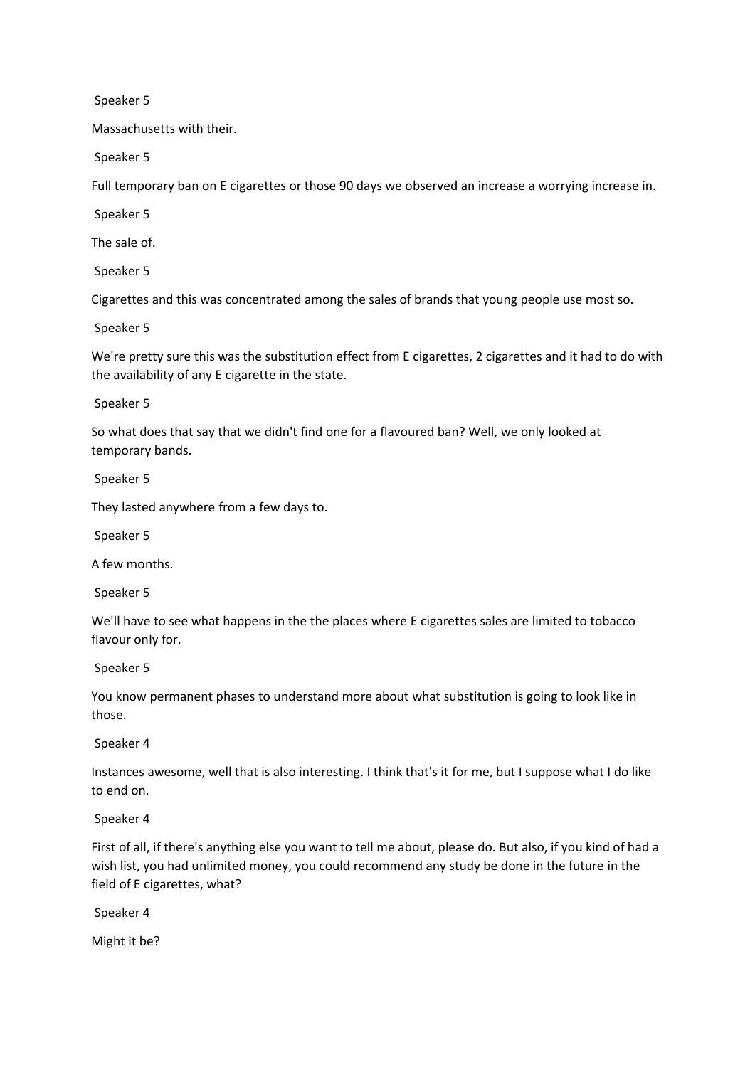Speaker 5

Massachusetts with their.

Speaker 5

Full temporary ban on E cigarettes or those 90 days we observed an increase a worrying increase in.

Speaker 5

The sale of.

Speaker 5

Cigarettes and this was concentrated among the sales of brands that young people use most so.

Speaker 5

We're pretty sure this was the substitution effect from E cigarettes, 2 cigarettes and it had to do with the availability of any E cigarette in the state.

Speaker 5

So what does that say that we didn't find one for a flavoured ban? Well, we only looked at temporary bands.

Speaker 5

They lasted anywhere from a few days to.

Speaker 5

A few months.

Speaker 5

We'll have to see what happens in the the places where E cigarettes sales are limited to tobacco flavour only for.

Speaker 5

You know permanent phases to understand more about what substitution is going to look like in those.

Speaker 4

Instances awesome, well that is also interesting. I think that's it for me, but I suppose what I do like to end on.

Speaker 4

First of all, if there's anything else you want to tell me about, please do. But also, if you kind of had a wish list, you had unlimited money, you could recommend any study be done in the future in the field of E cigarettes, what?

Speaker 4

Might it be?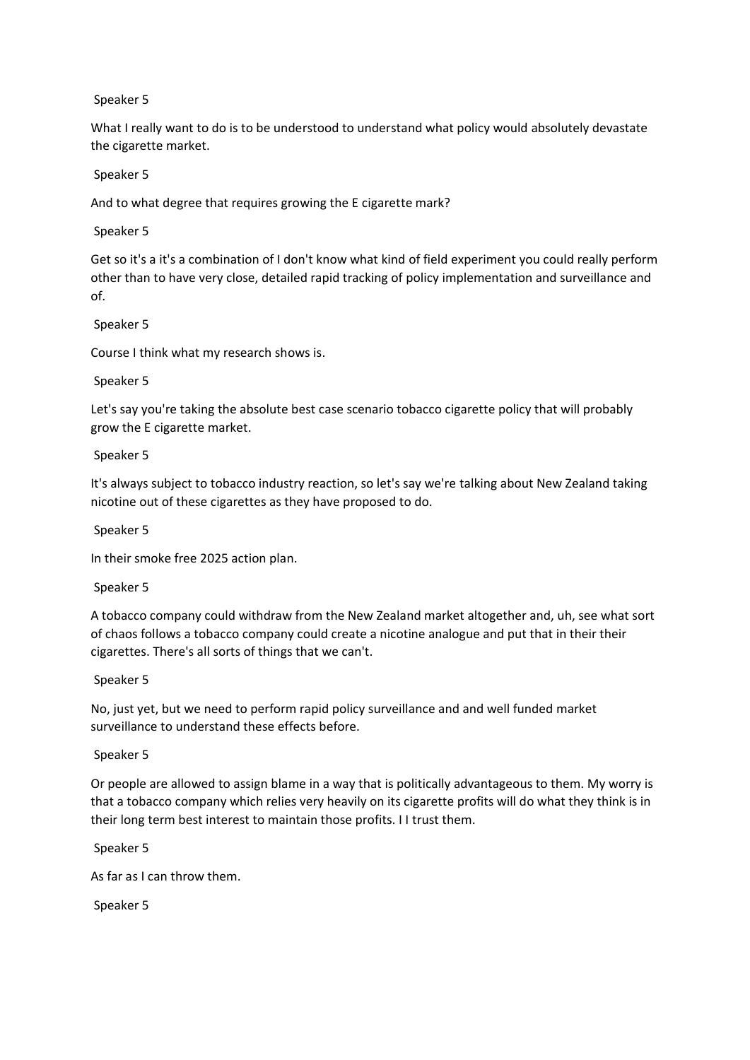Speaker 5

What I really want to do is to be understood to understand what policy would absolutely devastate the cigarette market.

Speaker 5

And to what degree that requires growing the E cigarette mark?

Speaker 5

Get so it's a it's a combination of I don't know what kind of field experiment you could really perform other than to have very close, detailed rapid tracking of policy implementation and surveillance and of.

Speaker 5

Course I think what my research shows is.

Speaker 5

Let's say you're taking the absolute best case scenario tobacco cigarette policy that will probably grow the E cigarette market.

Speaker 5

It's always subject to tobacco industry reaction, so let's say we're talking about New Zealand taking nicotine out of these cigarettes as they have proposed to do.

Speaker 5

In their smoke free 2025 action plan.

Speaker 5

A tobacco company could withdraw from the New Zealand market altogether and, uh, see what sort of chaos follows a tobacco company could create a nicotine analogue and put that in their their cigarettes. There's all sorts of things that we can't.

Speaker 5

No, just yet, but we need to perform rapid policy surveillance and and well funded market surveillance to understand these effects before.

Speaker 5

Or people are allowed to assign blame in a way that is politically advantageous to them. My worry is that a tobacco company which relies very heavily on its cigarette profits will do what they think is in their long term best interest to maintain those profits. I I trust them.

Speaker 5

As far as I can throw them.

Speaker 5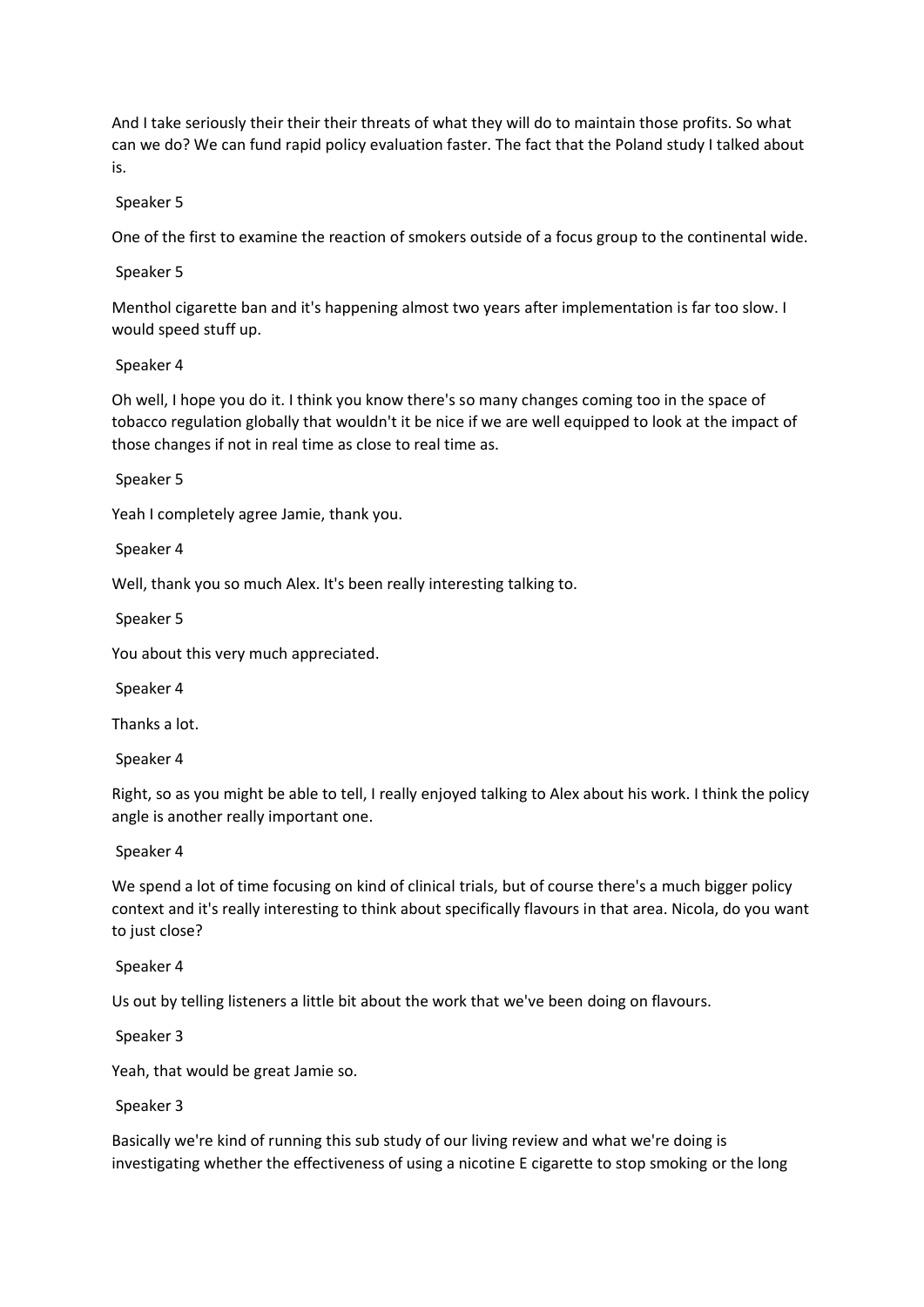And I take seriously their their their threats of what they will do to maintain those profits. So what can we do? We can fund rapid policy evaluation faster. The fact that the Poland study I talked about is.

Speaker 5

One of the first to examine the reaction of smokers outside of a focus group to the continental wide.

Speaker 5

Menthol cigarette ban and it's happening almost two years after implementation is far too slow. I would speed stuff up.

Speaker 4

Oh well, I hope you do it. I think you know there's so many changes coming too in the space of tobacco regulation globally that wouldn't it be nice if we are well equipped to look at the impact of those changes if not in real time as close to real time as.

Speaker 5

Yeah I completely agree Jamie, thank you.

Speaker 4

Well, thank you so much Alex. It's been really interesting talking to.

Speaker 5

You about this very much appreciated.

Speaker 4

Thanks a lot.

Speaker 4

Right, so as you might be able to tell, I really enjoyed talking to Alex about his work. I think the policy angle is another really important one.

Speaker 4

We spend a lot of time focusing on kind of clinical trials, but of course there's a much bigger policy context and it's really interesting to think about specifically flavours in that area. Nicola, do you want to just close?

Speaker 4

Us out by telling listeners a little bit about the work that we've been doing on flavours.

Speaker 3

Yeah, that would be great Jamie so.

Speaker 3

Basically we're kind of running this sub study of our living review and what we're doing is investigating whether the effectiveness of using a nicotine E cigarette to stop smoking or the long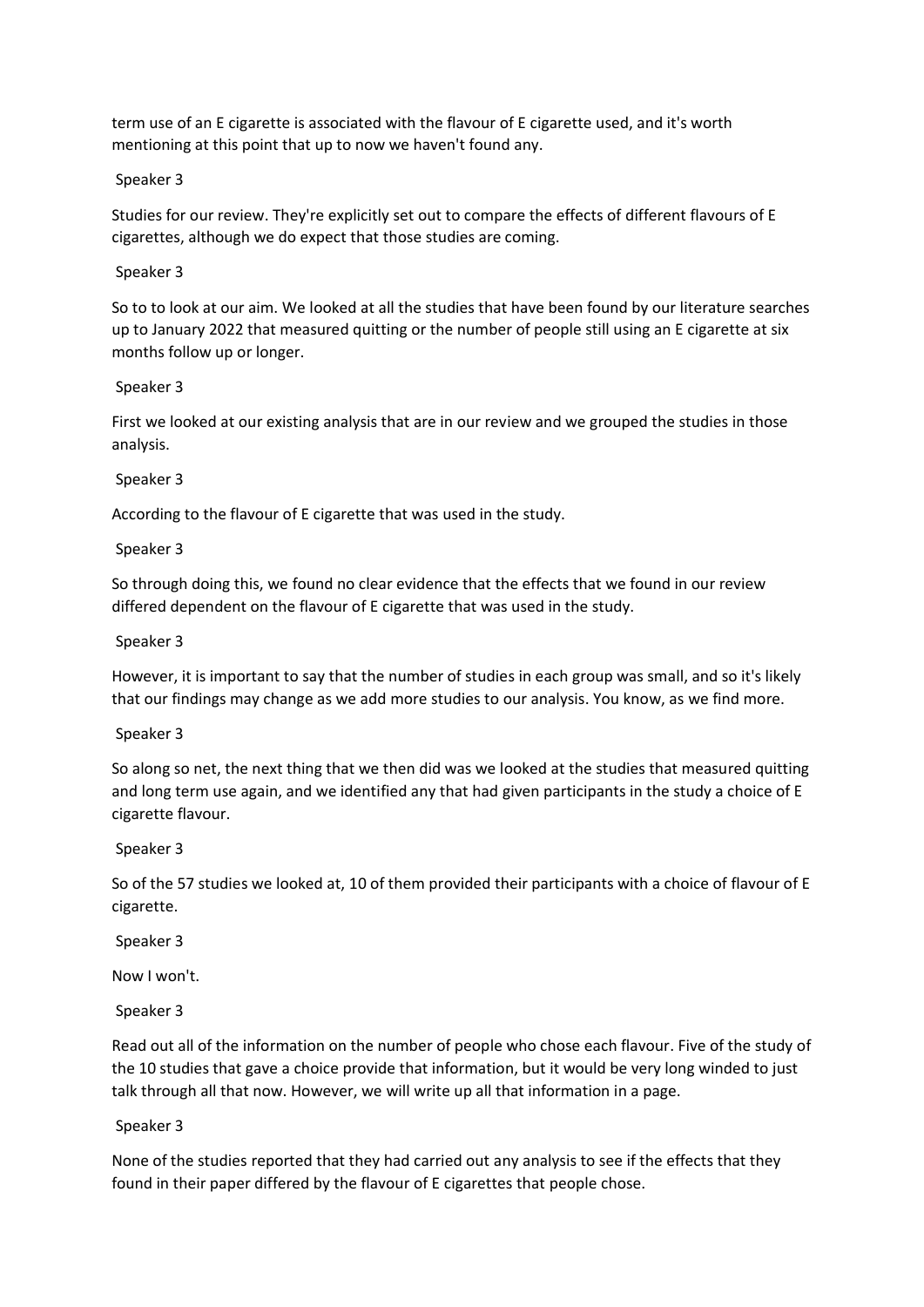term use of an E cigarette is associated with the flavour of E cigarette used, and it's worth mentioning at this point that up to now we haven't found any.

Speaker 3

Studies for our review. They're explicitly set out to compare the effects of different flavours of E cigarettes, although we do expect that those studies are coming.

Speaker 3

So to to look at our aim. We looked at all the studies that have been found by our literature searches up to January 2022 that measured quitting or the number of people still using an E cigarette at six months follow up or longer.

Speaker 3

First we looked at our existing analysis that are in our review and we grouped the studies in those analysis.

Speaker 3

According to the flavour of E cigarette that was used in the study.

Speaker 3

So through doing this, we found no clear evidence that the effects that we found in our review differed dependent on the flavour of E cigarette that was used in the study.

Speaker 3

However, it is important to say that the number of studies in each group was small, and so it's likely that our findings may change as we add more studies to our analysis. You know, as we find more.

Speaker 3

So along so net, the next thing that we then did was we looked at the studies that measured quitting and long term use again, and we identified any that had given participants in the study a choice of E cigarette flavour.

Speaker 3

So of the 57 studies we looked at, 10 of them provided their participants with a choice of flavour of E cigarette.

Speaker 3

Now I won't.

Speaker 3

Read out all of the information on the number of people who chose each flavour. Five of the study of the 10 studies that gave a choice provide that information, but it would be very long winded to just talk through all that now. However, we will write up all that information in a page.

Speaker 3

None of the studies reported that they had carried out any analysis to see if the effects that they found in their paper differed by the flavour of E cigarettes that people chose.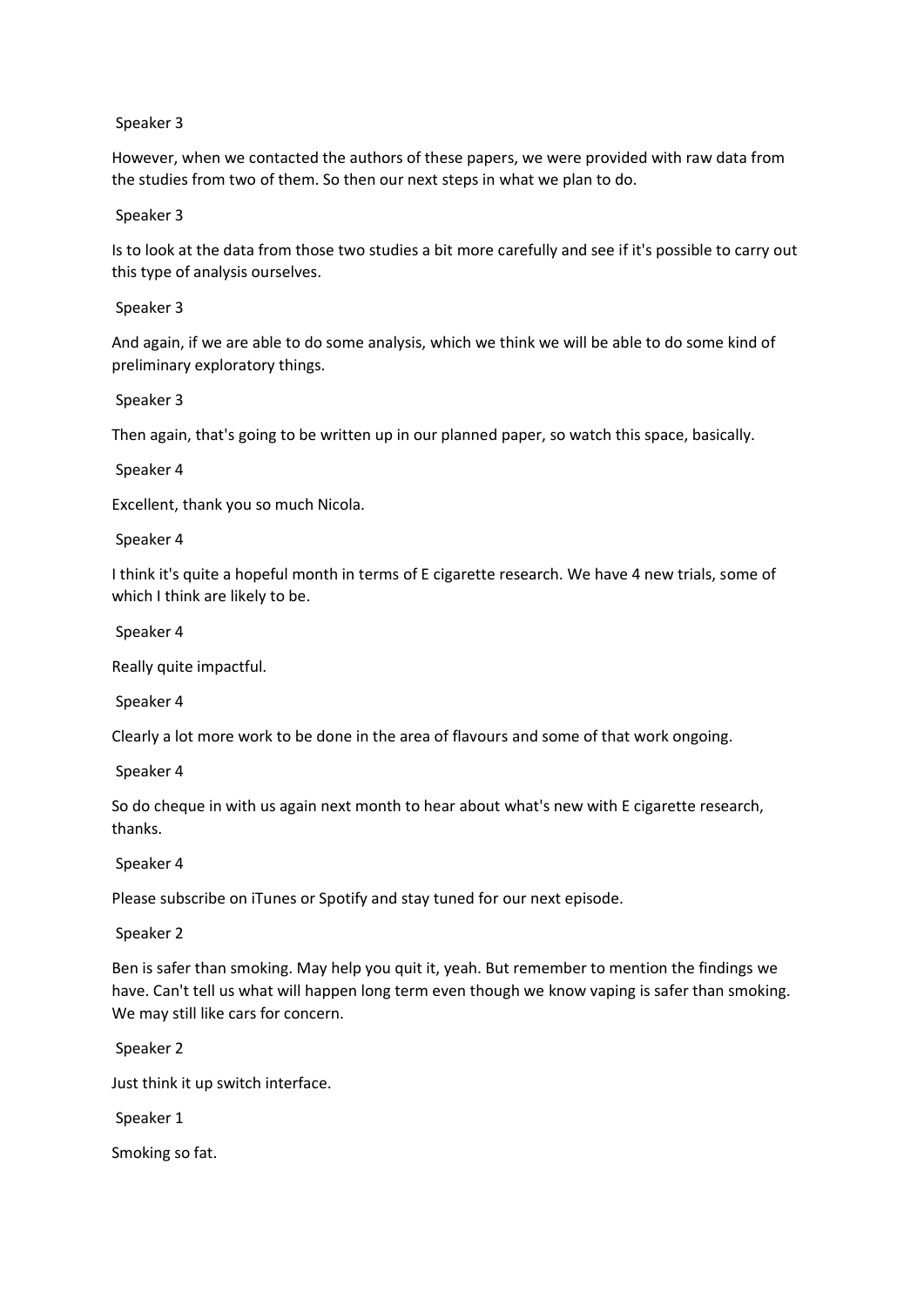Speaker 3

However, when we contacted the authors of these papers, we were provided with raw data from the studies from two of them. So then our next steps in what we plan to do.

Speaker 3

Is to look at the data from those two studies a bit more carefully and see if it's possible to carry out this type of analysis ourselves.

Speaker 3

And again, if we are able to do some analysis, which we think we will be able to do some kind of preliminary exploratory things.

Speaker 3

Then again, that's going to be written up in our planned paper, so watch this space, basically.

Speaker 4

Excellent, thank you so much Nicola.

Speaker 4

I think it's quite a hopeful month in terms of E cigarette research. We have 4 new trials, some of which I think are likely to be.

Speaker 4

Really quite impactful.

Speaker 4

Clearly a lot more work to be done in the area of flavours and some of that work ongoing.

Speaker 4

So do cheque in with us again next month to hear about what's new with E cigarette research, thanks.

Speaker 4

Please subscribe on iTunes or Spotify and stay tuned for our next episode.

Speaker 2

Ben is safer than smoking. May help you quit it, yeah. But remember to mention the findings we have. Can't tell us what will happen long term even though we know vaping is safer than smoking. We may still like cars for concern.

Speaker 2

Just think it up switch interface.

Speaker 1

Smoking so fat.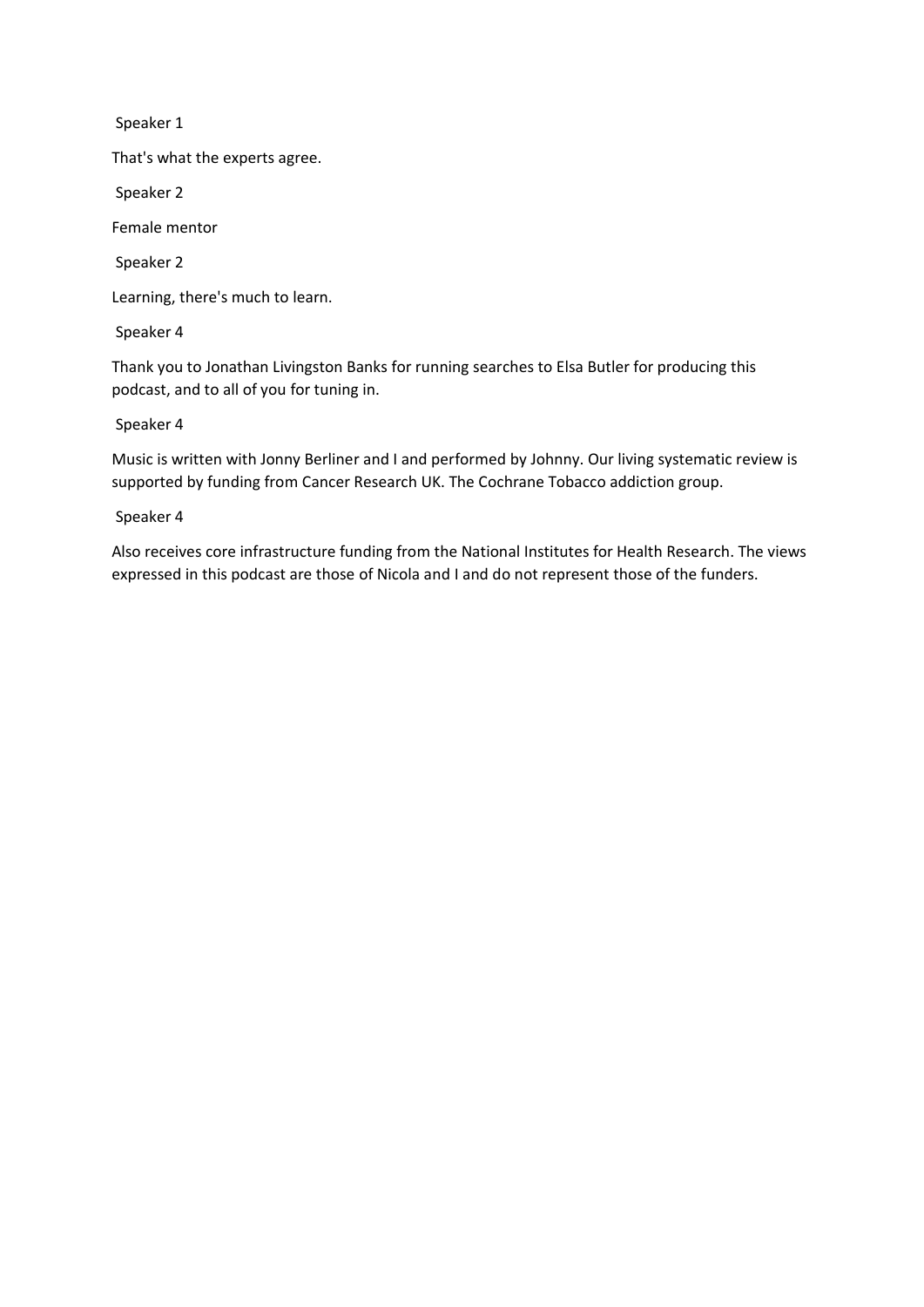Speaker 1

That's what the experts agree.

Speaker 2

Female mentor

Speaker 2

Learning, there's much to learn.

Speaker 4

Thank you to Jonathan Livingston Banks for running searches to Elsa Butler for producing this podcast, and to all of you for tuning in.

Speaker 4

Music is written with Jonny Berliner and I and performed by Johnny. Our living systematic review is supported by funding from Cancer Research UK. The Cochrane Tobacco addiction group.

Speaker 4

Also receives core infrastructure funding from the National Institutes for Health Research. The views expressed in this podcast are those of Nicola and I and do not represent those of the funders.